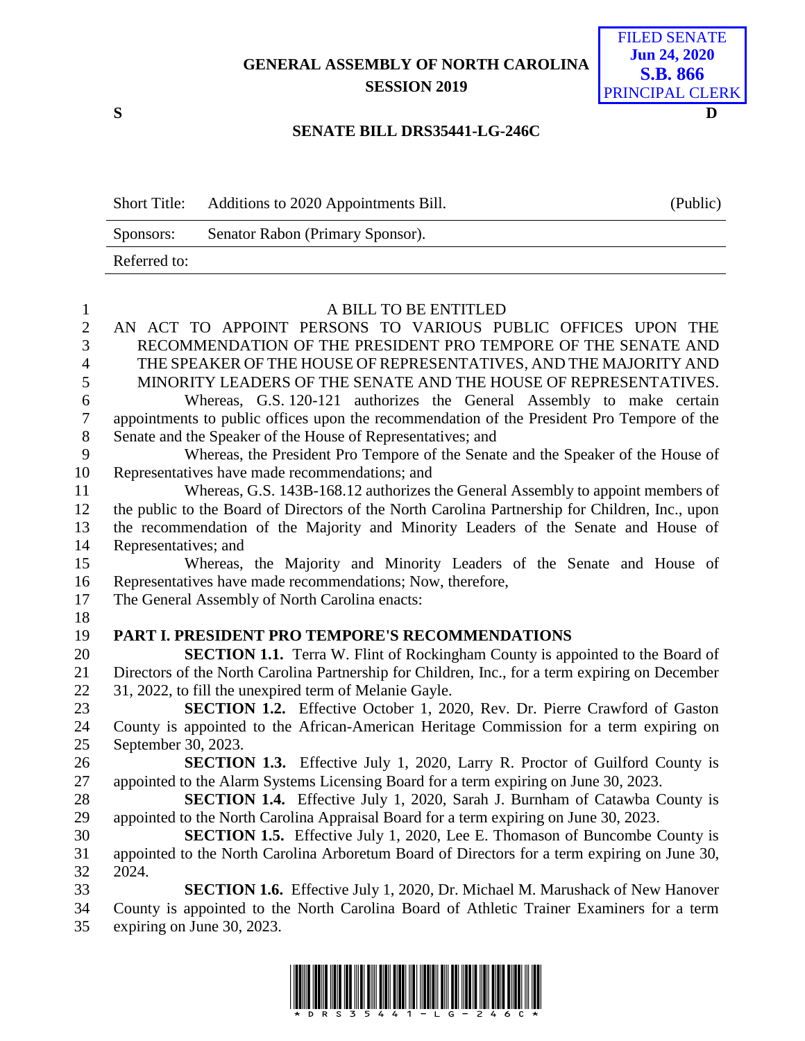GENERAL ASSEMBLY OF NORTH CAROLINA
SESSION 2019

FILED SENATE
Jun 24, 2020
S.B. 866
PRINCIPAL CLERK

S D

**SENATE BILL DRS35441-LG-246C**

| Short Title: | Additions to 2020 Appointments Bill. | (Public) |
|---|---|---|
| Sponsors: | Senator Rabon (Primary Sponsor). | |
| Referred to: | | |

A BILL TO BE ENTITLED

AN ACT TO APPOINT PERSONS TO VARIOUS PUBLIC OFFICES UPON THE RECOMMENDATION OF THE PRESIDENT PRO TEMPORE OF THE SENATE AND THE SPEAKER OF THE HOUSE OF REPRESENTATIVES, AND THE MAJORITY AND MINORITY LEADERS OF THE SENATE AND THE HOUSE OF REPRESENTATIVES.

Whereas, G.S. 120-121 authorizes the General Assembly to make certain appointments to public offices upon the recommendation of the President Pro Tempore of the Senate and the Speaker of the House of Representatives; and

Whereas, the President Pro Tempore of the Senate and the Speaker of the House of Representatives have made recommendations; and

Whereas, G.S. 143B-168.12 authorizes the General Assembly to appoint members of the public to the Board of Directors of the North Carolina Partnership for Children, Inc., upon the recommendation of the Majority and Minority Leaders of the Senate and House of Representatives; and

Whereas, the Majority and Minority Leaders of the Senate and House of Representatives have made recommendations; Now, therefore,

The General Assembly of North Carolina enacts:

**PART I. PRESIDENT PRO TEMPORE'S RECOMMENDATIONS**

**SECTION 1.1.** Terra W. Flint of Rockingham County is appointed to the Board of Directors of the North Carolina Partnership for Children, Inc., for a term expiring on December 31, 2022, to fill the unexpired term of Melanie Gayle.

**SECTION 1.2.** Effective October 1, 2020, Rev. Dr. Pierre Crawford of Gaston County is appointed to the African-American Heritage Commission for a term expiring on September 30, 2023.

**SECTION 1.3.** Effective July 1, 2020, Larry R. Proctor of Guilford County is appointed to the Alarm Systems Licensing Board for a term expiring on June 30, 2023.

**SECTION 1.4.** Effective July 1, 2020, Sarah J. Burnham of Catawba County is appointed to the North Carolina Appraisal Board for a term expiring on June 30, 2023.

**SECTION 1.5.** Effective July 1, 2020, Lee E. Thomason of Buncombe County is appointed to the North Carolina Arboretum Board of Directors for a term expiring on June 30, 2024.

**SECTION 1.6.** Effective July 1, 2020, Dr. Michael M. Marushack of New Hanover County is appointed to the North Carolina Board of Athletic Trainer Examiners for a term expiring on June 30, 2023.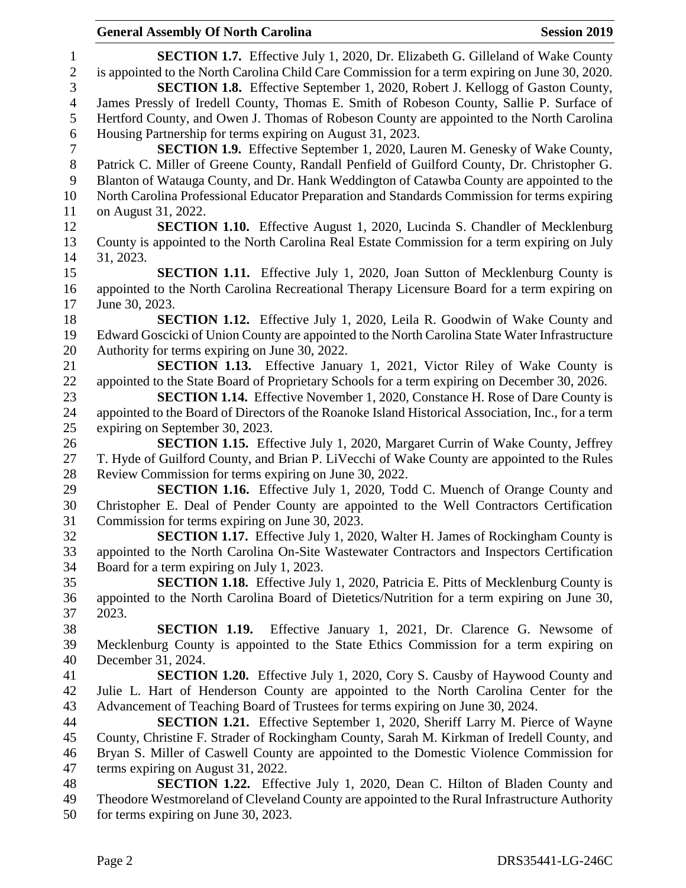**SECTION 1.7.** Effective July 1, 2020, Dr. Elizabeth G. Gilleland of Wake County is appointed to the North Carolina Child Care Commission for a term expiring on June 30, 2020.

**SECTION 1.8.** Effective September 1, 2020, Robert J. Kellogg of Gaston County, James Pressly of Iredell County, Thomas E. Smith of Robeson County, Sallie P. Surface of Hertford County, and Owen J. Thomas of Robeson County are appointed to the North Carolina Housing Partnership for terms expiring on August 31, 2023.

**SECTION 1.9.** Effective September 1, 2020, Lauren M. Genesky of Wake County, Patrick C. Miller of Greene County, Randall Penfield of Guilford County, Dr. Christopher G. Blanton of Watauga County, and Dr. Hank Weddington of Catawba County are appointed to the North Carolina Professional Educator Preparation and Standards Commission for terms expiring on August 31, 2022.

**SECTION 1.10.** Effective August 1, 2020, Lucinda S. Chandler of Mecklenburg County is appointed to the North Carolina Real Estate Commission for a term expiring on July 31, 2023.

**SECTION 1.11.** Effective July 1, 2020, Joan Sutton of Mecklenburg County is appointed to the North Carolina Recreational Therapy Licensure Board for a term expiring on June 30, 2023.

**SECTION 1.12.** Effective July 1, 2020, Leila R. Goodwin of Wake County and Edward Goscicki of Union County are appointed to the North Carolina State Water Infrastructure Authority for terms expiring on June 30, 2022.

**SECTION 1.13.** Effective January 1, 2021, Victor Riley of Wake County is appointed to the State Board of Proprietary Schools for a term expiring on December 30, 2026.

**SECTION 1.14.** Effective November 1, 2020, Constance H. Rose of Dare County is appointed to the Board of Directors of the Roanoke Island Historical Association, Inc., for a term expiring on September 30, 2023.

**SECTION 1.15.** Effective July 1, 2020, Margaret Currin of Wake County, Jeffrey T. Hyde of Guilford County, and Brian P. LiVecchi of Wake County are appointed to the Rules Review Commission for terms expiring on June 30, 2022.

**SECTION 1.16.** Effective July 1, 2020, Todd C. Muench of Orange County and Christopher E. Deal of Pender County are appointed to the Well Contractors Certification Commission for terms expiring on June 30, 2023.

**SECTION 1.17.** Effective July 1, 2020, Walter H. James of Rockingham County is appointed to the North Carolina On-Site Wastewater Contractors and Inspectors Certification Board for a term expiring on July 1, 2023.

**SECTION 1.18.** Effective July 1, 2020, Patricia E. Pitts of Mecklenburg County is appointed to the North Carolina Board of Dietetics/Nutrition for a term expiring on June 30, 2023.

**SECTION 1.19.** Effective January 1, 2021, Dr. Clarence G. Newsome of Mecklenburg County is appointed to the State Ethics Commission for a term expiring on December 31, 2024.

**SECTION 1.20.** Effective July 1, 2020, Cory S. Causby of Haywood County and Julie L. Hart of Henderson County are appointed to the North Carolina Center for the Advancement of Teaching Board of Trustees for terms expiring on June 30, 2024.

**SECTION 1.21.** Effective September 1, 2020, Sheriff Larry M. Pierce of Wayne County, Christine F. Strader of Rockingham County, Sarah M. Kirkman of Iredell County, and Bryan S. Miller of Caswell County are appointed to the Domestic Violence Commission for terms expiring on August 31, 2022.

**SECTION 1.22.** Effective July 1, 2020, Dean C. Hilton of Bladen County and Theodore Westmoreland of Cleveland County are appointed to the Rural Infrastructure Authority for terms expiring on June 30, 2023.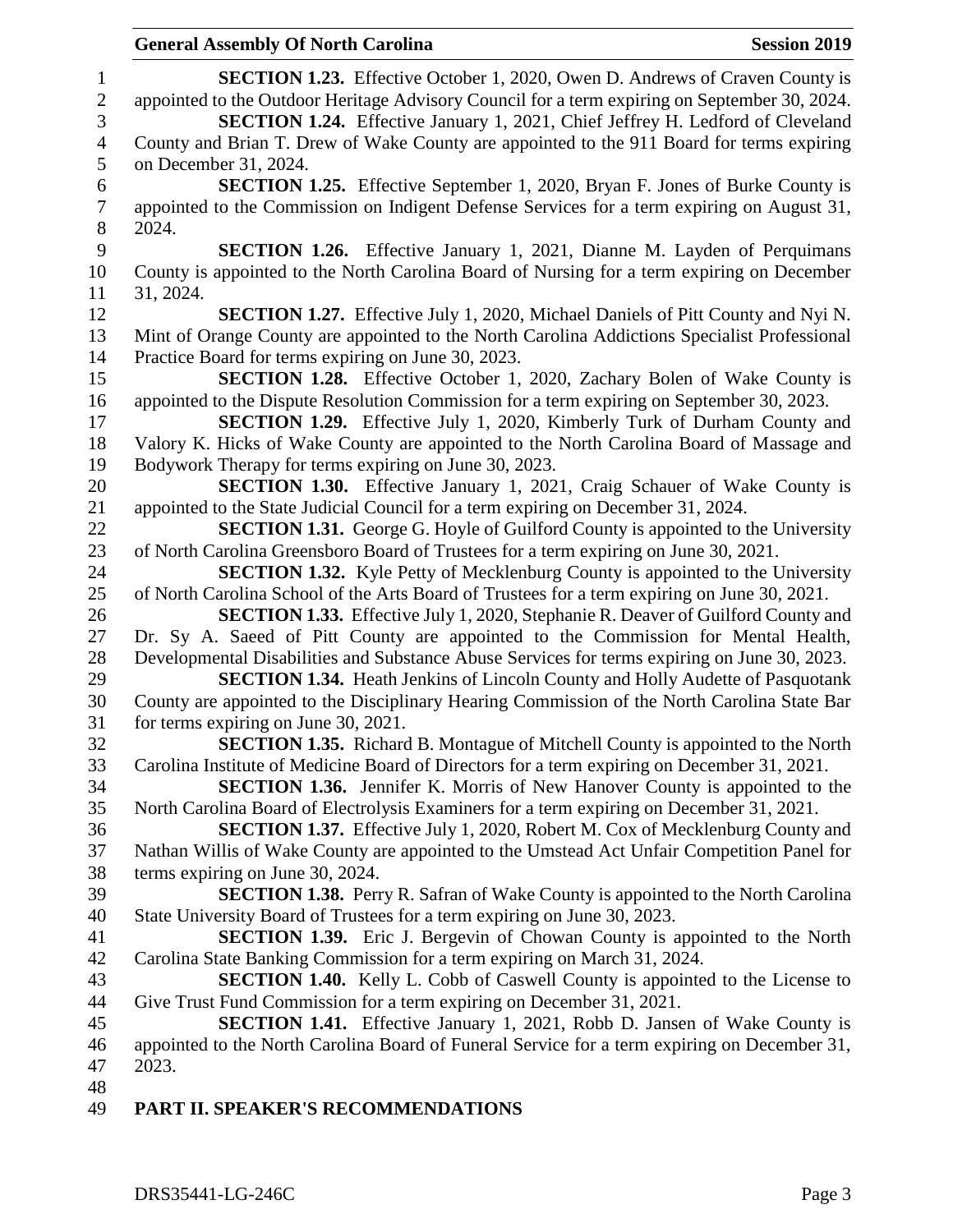**SECTION 1.23.** Effective October 1, 2020, Owen D. Andrews of Craven County is appointed to the Outdoor Heritage Advisory Council for a term expiring on September 30, 2024.

**SECTION 1.24.** Effective January 1, 2021, Chief Jeffrey H. Ledford of Cleveland County and Brian T. Drew of Wake County are appointed to the 911 Board for terms expiring on December 31, 2024.

**SECTION 1.25.** Effective September 1, 2020, Bryan F. Jones of Burke County is appointed to the Commission on Indigent Defense Services for a term expiring on August 31, 2024.

**SECTION 1.26.** Effective January 1, 2021, Dianne M. Layden of Perquimans County is appointed to the North Carolina Board of Nursing for a term expiring on December 31, 2024.

**SECTION 1.27.** Effective July 1, 2020, Michael Daniels of Pitt County and Nyi N. Mint of Orange County are appointed to the North Carolina Addictions Specialist Professional Practice Board for terms expiring on June 30, 2023.

**SECTION 1.28.** Effective October 1, 2020, Zachary Bolen of Wake County is appointed to the Dispute Resolution Commission for a term expiring on September 30, 2023.

**SECTION 1.29.** Effective July 1, 2020, Kimberly Turk of Durham County and Valory K. Hicks of Wake County are appointed to the North Carolina Board of Massage and Bodywork Therapy for terms expiring on June 30, 2023.

**SECTION 1.30.** Effective January 1, 2021, Craig Schauer of Wake County is appointed to the State Judicial Council for a term expiring on December 31, 2024.

**SECTION 1.31.** George G. Hoyle of Guilford County is appointed to the University of North Carolina Greensboro Board of Trustees for a term expiring on June 30, 2021.

**SECTION 1.32.** Kyle Petty of Mecklenburg County is appointed to the University of North Carolina School of the Arts Board of Trustees for a term expiring on June 30, 2021.

**SECTION 1.33.** Effective July 1, 2020, Stephanie R. Deaver of Guilford County and Dr. Sy A. Saeed of Pitt County are appointed to the Commission for Mental Health, Developmental Disabilities and Substance Abuse Services for terms expiring on June 30, 2023.

**SECTION 1.34.** Heath Jenkins of Lincoln County and Holly Audette of Pasquotank County are appointed to the Disciplinary Hearing Commission of the North Carolina State Bar for terms expiring on June 30, 2021.

**SECTION 1.35.** Richard B. Montague of Mitchell County is appointed to the North Carolina Institute of Medicine Board of Directors for a term expiring on December 31, 2021.

**SECTION 1.36.** Jennifer K. Morris of New Hanover County is appointed to the North Carolina Board of Electrolysis Examiners for a term expiring on December 31, 2021.

**SECTION 1.37.** Effective July 1, 2020, Robert M. Cox of Mecklenburg County and Nathan Willis of Wake County are appointed to the Umstead Act Unfair Competition Panel for terms expiring on June 30, 2024.

**SECTION 1.38.** Perry R. Safran of Wake County is appointed to the North Carolina State University Board of Trustees for a term expiring on June 30, 2023.

**SECTION 1.39.** Eric J. Bergevin of Chowan County is appointed to the North Carolina State Banking Commission for a term expiring on March 31, 2024.

**SECTION 1.40.** Kelly L. Cobb of Caswell County is appointed to the License to Give Trust Fund Commission for a term expiring on December 31, 2021.

**SECTION 1.41.** Effective January 1, 2021, Robb D. Jansen of Wake County is appointed to the North Carolina Board of Funeral Service for a term expiring on December 31, 2023.

## PART II. SPEAKER'S RECOMMENDATIONS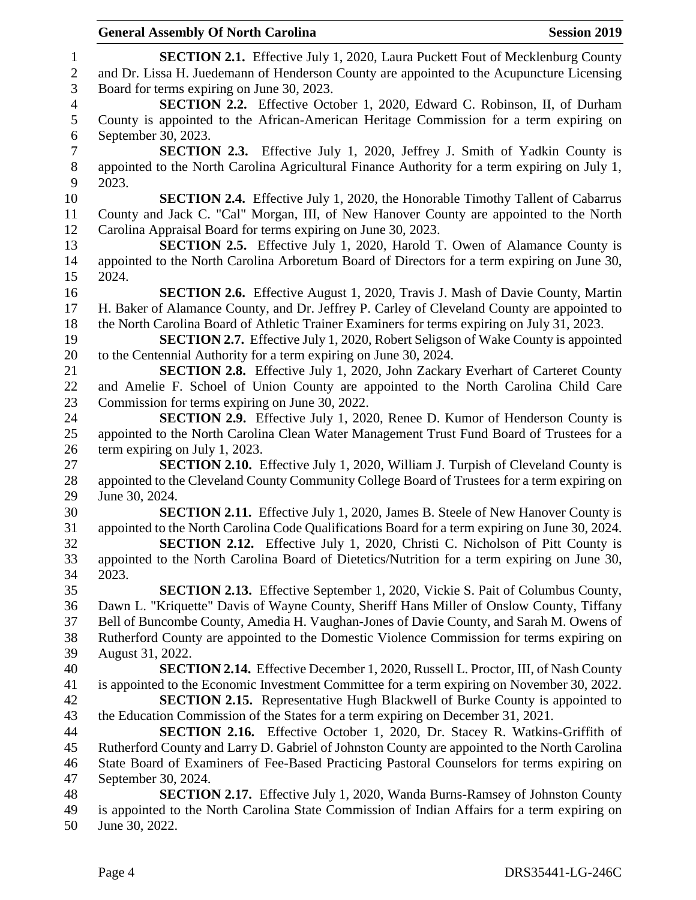**SECTION 2.1.** Effective July 1, 2020, Laura Puckett Fout of Mecklenburg County and Dr. Lissa H. Juedemann of Henderson County are appointed to the Acupuncture Licensing Board for terms expiring on June 30, 2023.

**SECTION 2.2.** Effective October 1, 2020, Edward C. Robinson, II, of Durham County is appointed to the African-American Heritage Commission for a term expiring on September 30, 2023.

**SECTION 2.3.** Effective July 1, 2020, Jeffrey J. Smith of Yadkin County is appointed to the North Carolina Agricultural Finance Authority for a term expiring on July 1, 2023.

**SECTION 2.4.** Effective July 1, 2020, the Honorable Timothy Tallent of Cabarrus County and Jack C. "Cal" Morgan, III, of New Hanover County are appointed to the North Carolina Appraisal Board for terms expiring on June 30, 2023.

**SECTION 2.5.** Effective July 1, 2020, Harold T. Owen of Alamance County is appointed to the North Carolina Arboretum Board of Directors for a term expiring on June 30, 2024.

**SECTION 2.6.** Effective August 1, 2020, Travis J. Mash of Davie County, Martin H. Baker of Alamance County, and Dr. Jeffrey P. Carley of Cleveland County are appointed to the North Carolina Board of Athletic Trainer Examiners for terms expiring on July 31, 2023.

**SECTION 2.7.** Effective July 1, 2020, Robert Seligson of Wake County is appointed to the Centennial Authority for a term expiring on June 30, 2024.

**SECTION 2.8.** Effective July 1, 2020, John Zackary Everhart of Carteret County and Amelie F. Schoel of Union County are appointed to the North Carolina Child Care Commission for terms expiring on June 30, 2022.

**SECTION 2.9.** Effective July 1, 2020, Renee D. Kumor of Henderson County is appointed to the North Carolina Clean Water Management Trust Fund Board of Trustees for a term expiring on July 1, 2023.

**SECTION 2.10.** Effective July 1, 2020, William J. Turpish of Cleveland County is appointed to the Cleveland County Community College Board of Trustees for a term expiring on June 30, 2024.

**SECTION 2.11.** Effective July 1, 2020, James B. Steele of New Hanover County is appointed to the North Carolina Code Qualifications Board for a term expiring on June 30, 2024.

**SECTION 2.12.** Effective July 1, 2020, Christi C. Nicholson of Pitt County is appointed to the North Carolina Board of Dietetics/Nutrition for a term expiring on June 30, 2023.

**SECTION 2.13.** Effective September 1, 2020, Vickie S. Pait of Columbus County, Dawn L. "Kriquette" Davis of Wayne County, Sheriff Hans Miller of Onslow County, Tiffany Bell of Buncombe County, Amedia H. Vaughan-Jones of Davie County, and Sarah M. Owens of Rutherford County are appointed to the Domestic Violence Commission for terms expiring on August 31, 2022.

**SECTION 2.14.** Effective December 1, 2020, Russell L. Proctor, III, of Nash County is appointed to the Economic Investment Committee for a term expiring on November 30, 2022.

**SECTION 2.15.** Representative Hugh Blackwell of Burke County is appointed to the Education Commission of the States for a term expiring on December 31, 2021.

**SECTION 2.16.** Effective October 1, 2020, Dr. Stacey R. Watkins-Griffith of Rutherford County and Larry D. Gabriel of Johnston County are appointed to the North Carolina State Board of Examiners of Fee-Based Practicing Pastoral Counselors for terms expiring on September 30, 2024.

**SECTION 2.17.** Effective July 1, 2020, Wanda Burns-Ramsey of Johnston County is appointed to the North Carolina State Commission of Indian Affairs for a term expiring on June 30, 2022.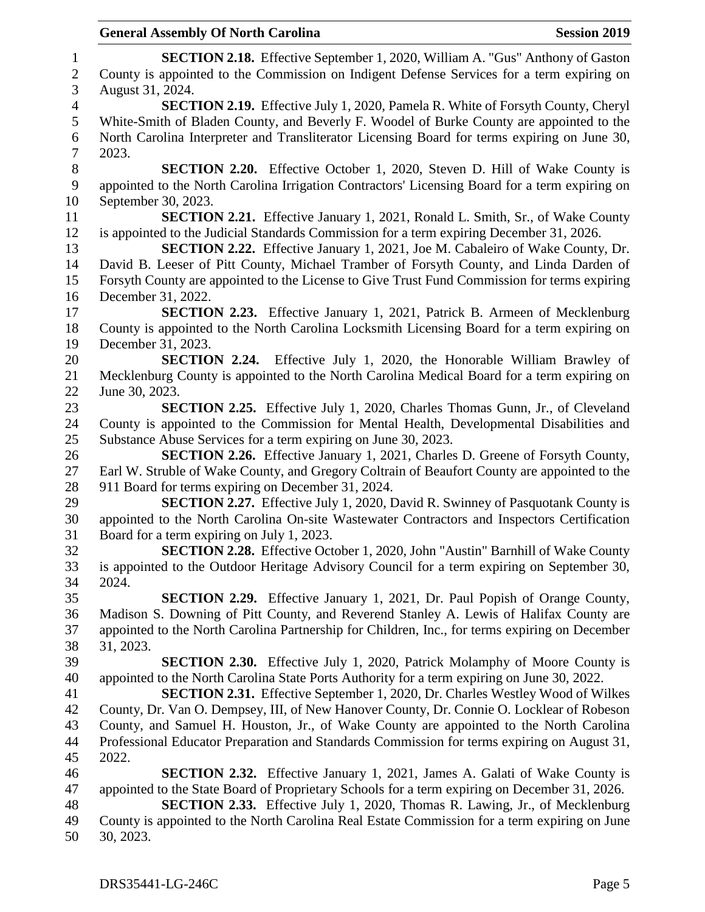**SECTION 2.18.** Effective September 1, 2020, William A. "Gus" Anthony of Gaston County is appointed to the Commission on Indigent Defense Services for a term expiring on August 31, 2024.

**SECTION 2.19.** Effective July 1, 2020, Pamela R. White of Forsyth County, Cheryl White-Smith of Bladen County, and Beverly F. Woodel of Burke County are appointed to the North Carolina Interpreter and Transliterator Licensing Board for terms expiring on June 30, 2023.

**SECTION 2.20.** Effective October 1, 2020, Steven D. Hill of Wake County is appointed to the North Carolina Irrigation Contractors' Licensing Board for a term expiring on September 30, 2023.

**SECTION 2.21.** Effective January 1, 2021, Ronald L. Smith, Sr., of Wake County is appointed to the Judicial Standards Commission for a term expiring December 31, 2026.

**SECTION 2.22.** Effective January 1, 2021, Joe M. Cabaleiro of Wake County, Dr. David B. Leeser of Pitt County, Michael Tramber of Forsyth County, and Linda Darden of Forsyth County are appointed to the License to Give Trust Fund Commission for terms expiring December 31, 2022.

**SECTION 2.23.** Effective January 1, 2021, Patrick B. Armeen of Mecklenburg County is appointed to the North Carolina Locksmith Licensing Board for a term expiring on December 31, 2023.

**SECTION 2.24.** Effective July 1, 2020, the Honorable William Brawley of Mecklenburg County is appointed to the North Carolina Medical Board for a term expiring on June 30, 2023.

**SECTION 2.25.** Effective July 1, 2020, Charles Thomas Gunn, Jr., of Cleveland County is appointed to the Commission for Mental Health, Developmental Disabilities and Substance Abuse Services for a term expiring on June 30, 2023.

**SECTION 2.26.** Effective January 1, 2021, Charles D. Greene of Forsyth County, Earl W. Struble of Wake County, and Gregory Coltrain of Beaufort County are appointed to the 911 Board for terms expiring on December 31, 2024.

**SECTION 2.27.** Effective July 1, 2020, David R. Swinney of Pasquotank County is appointed to the North Carolina On-site Wastewater Contractors and Inspectors Certification Board for a term expiring on July 1, 2023.

**SECTION 2.28.** Effective October 1, 2020, John "Austin" Barnhill of Wake County is appointed to the Outdoor Heritage Advisory Council for a term expiring on September 30, 2024.

**SECTION 2.29.** Effective January 1, 2021, Dr. Paul Popish of Orange County, Madison S. Downing of Pitt County, and Reverend Stanley A. Lewis of Halifax County are appointed to the North Carolina Partnership for Children, Inc., for terms expiring on December 31, 2023.

**SECTION 2.30.** Effective July 1, 2020, Patrick Molamphy of Moore County is appointed to the North Carolina State Ports Authority for a term expiring on June 30, 2022.

**SECTION 2.31.** Effective September 1, 2020, Dr. Charles Westley Wood of Wilkes County, Dr. Van O. Dempsey, III, of New Hanover County, Dr. Connie O. Locklear of Robeson County, and Samuel H. Houston, Jr., of Wake County are appointed to the North Carolina Professional Educator Preparation and Standards Commission for terms expiring on August 31, 2022.

**SECTION 2.32.** Effective January 1, 2021, James A. Galati of Wake County is appointed to the State Board of Proprietary Schools for a term expiring on December 31, 2026.

**SECTION 2.33.** Effective July 1, 2020, Thomas R. Lawing, Jr., of Mecklenburg County is appointed to the North Carolina Real Estate Commission for a term expiring on June 30, 2023.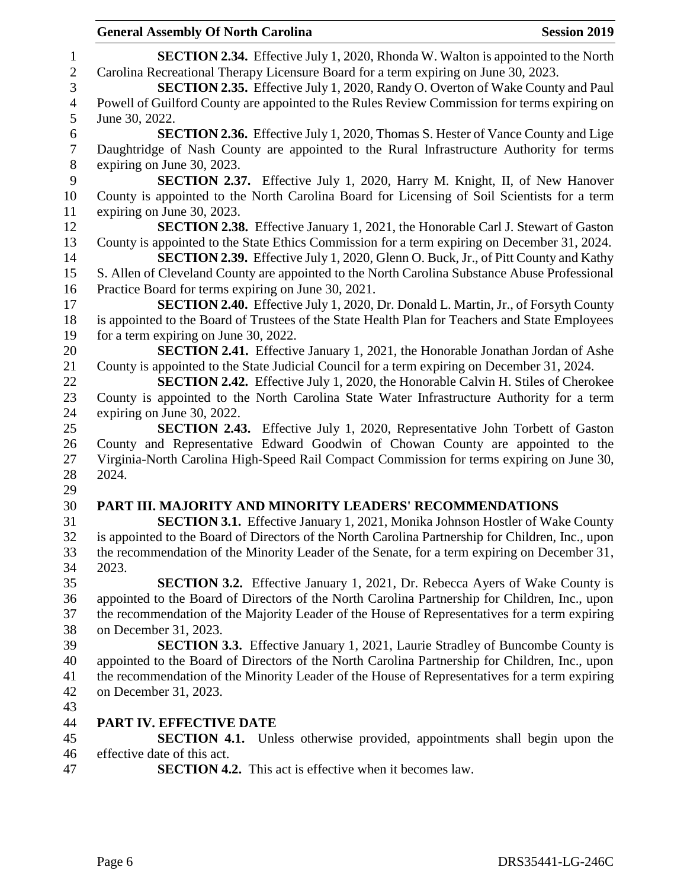**SECTION 2.34.** Effective July 1, 2020, Rhonda W. Walton is appointed to the North Carolina Recreational Therapy Licensure Board for a term expiring on June 30, 2023.

**SECTION 2.35.** Effective July 1, 2020, Randy O. Overton of Wake County and Paul Powell of Guilford County are appointed to the Rules Review Commission for terms expiring on June 30, 2022.

**SECTION 2.36.** Effective July 1, 2020, Thomas S. Hester of Vance County and Lige Daughtridge of Nash County are appointed to the Rural Infrastructure Authority for terms expiring on June 30, 2023.

**SECTION 2.37.** Effective July 1, 2020, Harry M. Knight, II, of New Hanover County is appointed to the North Carolina Board for Licensing of Soil Scientists for a term expiring on June 30, 2023.

**SECTION 2.38.** Effective January 1, 2021, the Honorable Carl J. Stewart of Gaston County is appointed to the State Ethics Commission for a term expiring on December 31, 2024.

**SECTION 2.39.** Effective July 1, 2020, Glenn O. Buck, Jr., of Pitt County and Kathy S. Allen of Cleveland County are appointed to the North Carolina Substance Abuse Professional Practice Board for terms expiring on June 30, 2021.

**SECTION 2.40.** Effective July 1, 2020, Dr. Donald L. Martin, Jr., of Forsyth County is appointed to the Board of Trustees of the State Health Plan for Teachers and State Employees for a term expiring on June 30, 2022.

**SECTION 2.41.** Effective January 1, 2021, the Honorable Jonathan Jordan of Ashe County is appointed to the State Judicial Council for a term expiring on December 31, 2024.

**SECTION 2.42.** Effective July 1, 2020, the Honorable Calvin H. Stiles of Cherokee County is appointed to the North Carolina State Water Infrastructure Authority for a term expiring on June 30, 2022.

**SECTION 2.43.** Effective July 1, 2020, Representative John Torbett of Gaston County and Representative Edward Goodwin of Chowan County are appointed to the Virginia-North Carolina High-Speed Rail Compact Commission for terms expiring on June 30, 2024.

## PART III. MAJORITY AND MINORITY LEADERS' RECOMMENDATIONS

**SECTION 3.1.** Effective January 1, 2021, Monika Johnson Hostler of Wake County is appointed to the Board of Directors of the North Carolina Partnership for Children, Inc., upon the recommendation of the Minority Leader of the Senate, for a term expiring on December 31, 2023.

**SECTION 3.2.** Effective January 1, 2021, Dr. Rebecca Ayers of Wake County is appointed to the Board of Directors of the North Carolina Partnership for Children, Inc., upon the recommendation of the Majority Leader of the House of Representatives for a term expiring on December 31, 2023.

**SECTION 3.3.** Effective January 1, 2021, Laurie Stradley of Buncombe County is appointed to the Board of Directors of the North Carolina Partnership for Children, Inc., upon the recommendation of the Minority Leader of the House of Representatives for a term expiring on December 31, 2023.

## PART IV. EFFECTIVE DATE

**SECTION 4.1.** Unless otherwise provided, appointments shall begin upon the effective date of this act.

**SECTION 4.2.** This act is effective when it becomes law.